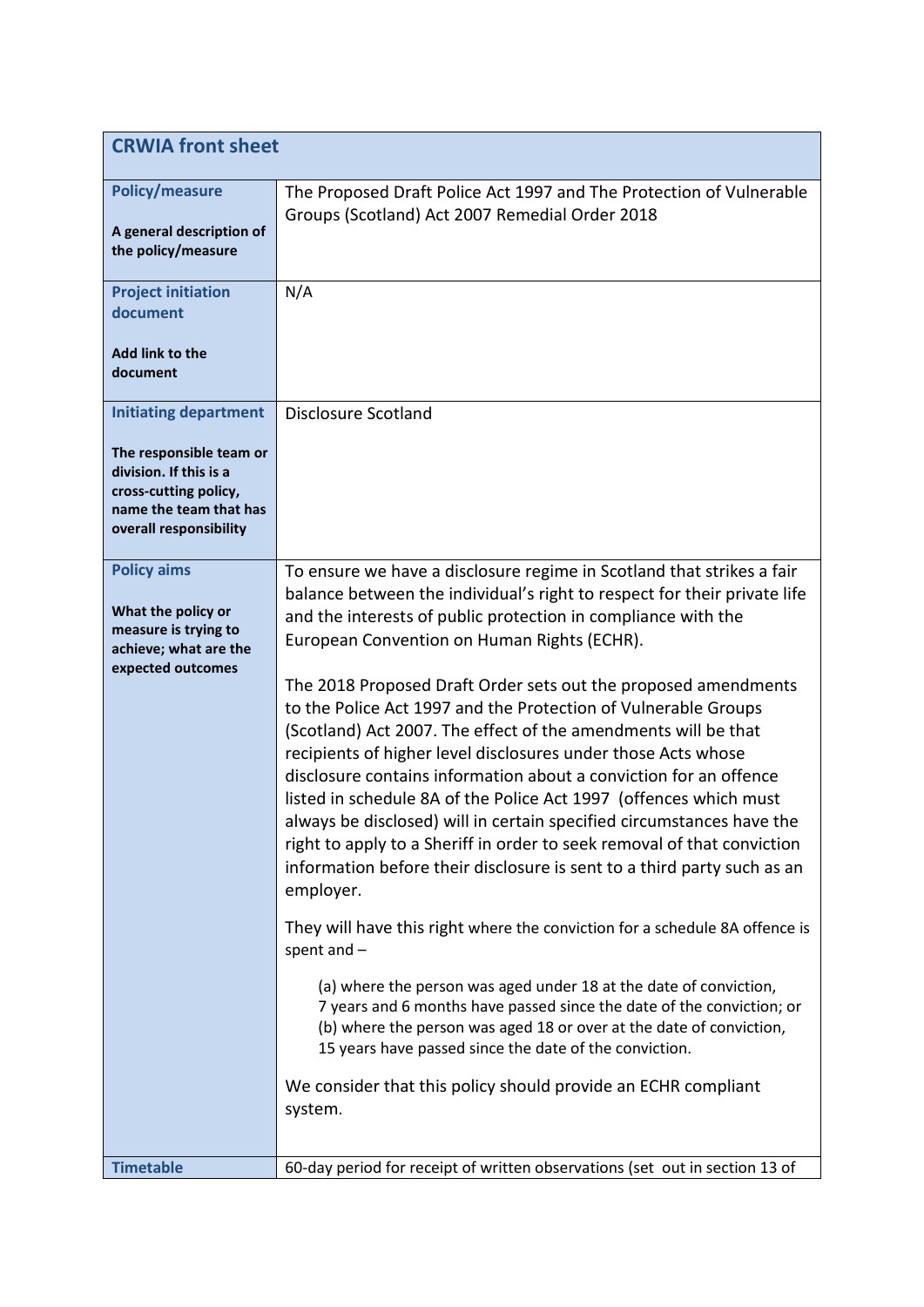| CRWIA front sheet | |
|---|---|
| **Policy/measure**<br><br>**A general description of the policy/measure** | The Proposed Draft Police Act 1997 and The Protection of Vulnerable Groups (Scotland) Act 2007 Remedial Order 2018 |
| **Project initiation document**<br><br>**Add link to the document** | N/A |
| **Initiating department**<br><br>**The responsible team or division. If this is a cross-cutting policy, name the team that has overall responsibility** | Disclosure Scotland |
| **Policy aims**<br><br>**What the policy or measure is trying to achieve; what are the expected outcomes** | To ensure we have a disclosure regime in Scotland that strikes a fair balance between the individual's right to respect for their private life and the interests of public protection in compliance with the European Convention on Human Rights (ECHR).<br><br>The 2018 Proposed Draft Order sets out the proposed amendments to the Police Act 1997 and the Protection of Vulnerable Groups (Scotland) Act 2007. The effect of the amendments will be that recipients of higher level disclosures under those Acts whose disclosure contains information about a conviction for an offence listed in schedule 8A of the Police Act 1997 (offences which must always be disclosed) will in certain specified circumstances have the right to apply to a Sheriff in order to seek removal of that conviction information before their disclosure is sent to a third party such as an employer.<br><br>They will have this right where the conviction for a schedule 8A offence is spent and –<br><br>(a) where the person was aged under 18 at the date of conviction, 7 years and 6 months have passed since the date of the conviction; or<br>(b) where the person was aged 18 or over at the date of conviction, 15 years have passed since the date of the conviction.<br><br>We consider that this policy should provide an ECHR compliant system. |
| **Timetable** | 60-day period for receipt of written observations (set out in section 13 of |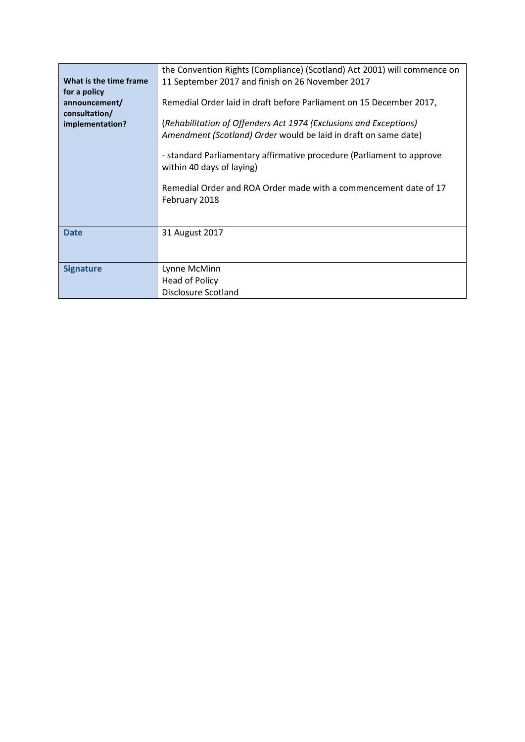| | |
|---|---|
| **What is the time frame for a policy announcement/ consultation/ implementation?** | the Convention Rights (Compliance) (Scotland) Act 2001) will commence on 11 September 2017 and finish on 26 November 2017<br><br>Remedial Order laid in draft before Parliament on 15 December 2017,<br><br>(*Rehabilitation of Offenders Act 1974 (Exclusions and Exceptions) Amendment (Scotland) Order* would be laid in draft on same date)<br><br>- standard Parliamentary affirmative procedure (Parliament to approve within 40 days of laying)<br><br>Remedial Order and ROA Order made with a commencement date of 17 February 2018 |
| **Date** | 31 August 2017 |
| **Signature** | Lynne McMinn<br>Head of Policy<br>Disclosure Scotland |